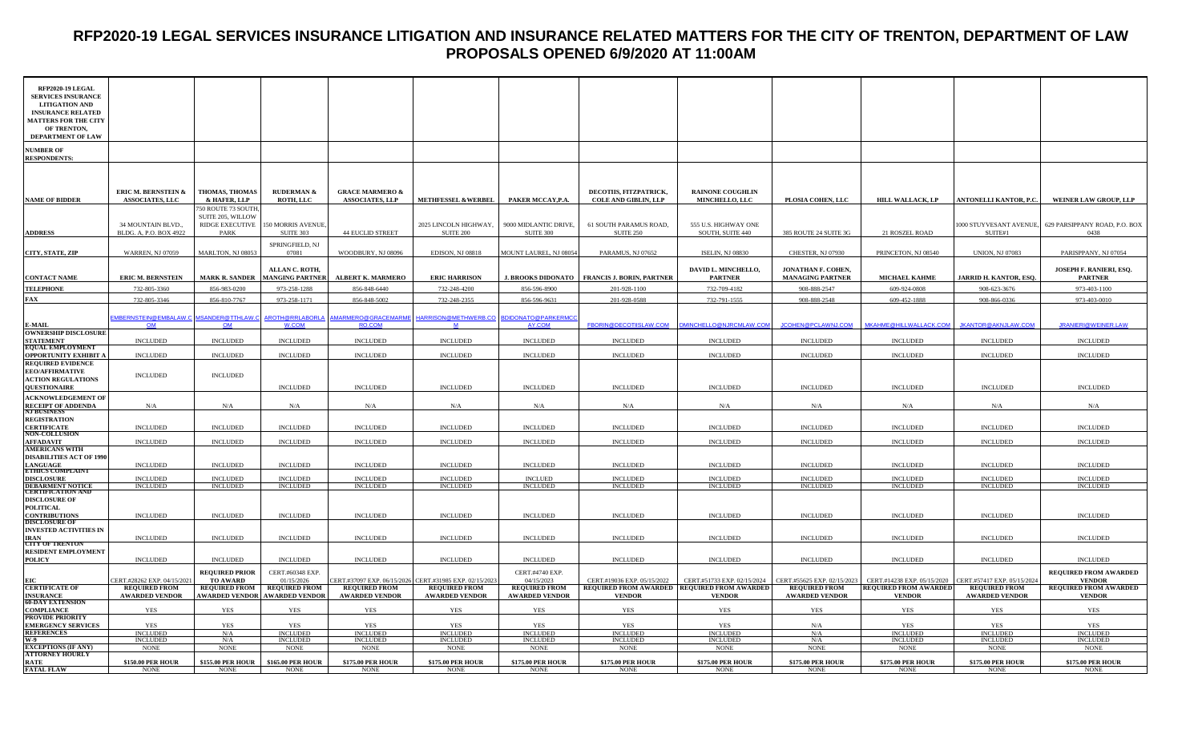# RFP2020-19 LEGAL SERVICES INSURANCE LITIGATION AND INSURANCE RELATED MATTERS FOR THE CITY OF TRENTON, DEPARTMENT OF LAW
## PROPOSALS OPENED 6/9/2020 AT 11:00AM

| RFP2020-19 LEGAL SERVICES INSURANCE LITIGATION AND INSURANCE RELATED MATTERS FOR THE CITY OF TRENTON, DEPARTMENT OF LAW | | | | | | | | | | | | |
|---|---|---|---|---|---|---|---|---|---|---|---|---|
| **NUMBER OF RESPONDENTS:** | | | | | | | | | | | | |
| **NAME OF BIDDER** | ERIC M. BERNSTEIN & ASSOCIATES, LLC | THOMAS, THOMAS & HAFER, LLP | RUDERMAN & ROTH, LLC | GRACE MARMERO & ASSOCIATES, LLP | METHFESSEL & WERBEL | PAKER MCCAY,P.A. | DECOTIIS, FITZPATRICK, COLE AND GIBLIN, LLP | RAINONE COUGHLIN MINCHELLO, LLC | PLOSIA COHEN, LLC | HILL WALLACK, LP | ANTONELLI KANTOR, P.C. | WEINER LAW GROUP, LLP |
| **ADDRESS** | 34 MOUNTAIN BLVD., BLDG. A, P.O. BOX 4922 | 750 ROUTE 73 SOUTH, SUITE 205, WILLOW RIDGE EXECUTIVE PARK | 150 MORRIS AVENUE, SUITE 303 | 44 EUCLID STREET | 2025 LINCOLN HIGHWAY, SUITE 200 | 9000 MIDLANTIC DRIVE, SUITE 300 | 61 SOUTH PARAMUS ROAD, SUITE 250 | 555 U.S. HIGHWAY ONE SOUTH, SUITE 440 | 385 ROUTE 24 SUITE 3G | 21 ROSZEL ROAD | 1000 STUYVESANT AVENUE, SUITE#1 | 629 PARSIPPANY ROAD, P.O. BOX 0438 |
| **CITY, STATE, ZIP** | WARREN, NJ 07059 | MARLTON, NJ 08053 | SPRINGFIELD, NJ 07081 | WOODBURY, NJ 08096 | EDISON, NJ 08818 | MOUNT LAUREL, NJ 08054 | PARAMUS, NJ 07652 | ISELIN, NJ 08830 | CHESTER, NJ 07930 | PRINCETON, NJ 08540 | UNION, NJ 07083 | PARISPPANY, NJ 07054 |
| **CONTACT NAME** | ERIC M. BERNSTEIN | MARK R. SANDER | ALLAN C. ROTH, MANGING PARTNER | ALBERT K. MARMERO | ERIC HARRISON | J. BROOKS DIDONATO | FRANCIS J. BORIN, PARTNER | DAVID L. MINCHELLO, PARTNER | JONATHAN F. COHEN, MANAGING PARTNER | MICHAEL KAHME | JARRID H. KANTOR, ESQ. | JOSEPH F. RANIERI, ESQ. PARTNER |
| **TELEPHONE** | 732-805-3360 | 856-983-0200 | 973-258-1288 | 856-848-6440 | 732-248-4200 | 856-596-8900 | 201-928-1100 | 732-709-4182 | 908-888-2547 | 609-924-0808 | 908-623-3676 | 973-403-1100 |
| **FAX** | 732-805-3346 | 856-810-7767 | 973-258-1171 | 856-848-5002 | 732-248-2355 | 856-596-9631 | 201-928-0588 | 732-791-1555 | 908-888-2548 | 609-452-1888 | 908-866-0336 | 973-403-0010 |
| **E-MAIL** | EMBERNSTEIN@EMBALAW.COM | MSANDER@TTHLAW.COM | AROTH@RRLABORLAW.COM | AMARMERO@GRACEMARMERO.COM | HARRISON@METHWERB.COM | BDIDONATO@PARKERMCCAY.COM | FBORIN@DECOTIISLAW.COM | DMINCHELLO@NJRCMLAW.COM | JCOHEN@PCLAWNJ.COM | MKAHME@HILLWALLACK.COM | JKANTOR@AKNJLAW.COM | JRANIERI@WEINER.LAW |
| **OWNERSHIP DISCLOSURE STATEMENT** | INCLUDED | INCLUDED | INCLUDED | INCLUDED | INCLUDED | INCLUDED | INCLUDED | INCLUDED | INCLUDED | INCLUDED | INCLUDED | INCLUDED |
| **EQUAL EMPLOYMENT OPPORTUNITY EXHIBIT A** | INCLUDED | INCLUDED | INCLUDED | INCLUDED | INCLUDED | INCLUDED | INCLUDED | INCLUDED | INCLUDED | INCLUDED | INCLUDED | INCLUDED |
| **REQUIRED EVIDENCE EEO/AFFIRMATIVE ACTION REGULATIONS QUESTIONAIRE** | INCLUDED | INCLUDED | INCLUDED | INCLUDED | INCLUDED | INCLUDED | INCLUDED | INCLUDED | INCLUDED | INCLUDED | INCLUDED | INCLUDED |
| **ACKNOWLEDGEMENT OF RECEIPT OF ADDENDA** | N/A | N/A | N/A | N/A | N/A | N/A | N/A | N/A | N/A | N/A | N/A | N/A |
| **NJ BUSINESS REGISTRATION CERTIFICATE** | INCLUDED | INCLUDED | INCLUDED | INCLUDED | INCLUDED | INCLUDED | INCLUDED | INCLUDED | INCLUDED | INCLUDED | INCLUDED | INCLUDED |
| **NON-COLLUSION AFFADAVIT** | INCLUDED | INCLUDED | INCLUDED | INCLUDED | INCLUDED | INCLUDED | INCLUDED | INCLUDED | INCLUDED | INCLUDED | INCLUDED | INCLUDED |
| **AMERICANS WITH DISABILITIES ACT OF 1990 LANGUAGE** | INCLUDED | INCLUDED | INCLUDED | INCLUDED | INCLUDED | INCLUDED | INCLUDED | INCLUDED | INCLUDED | INCLUDED | INCLUDED | INCLUDED |
| **ETHICS COMPLAINT DISCLOSURE** | INCLUDED | INCLUDED | INCLUDED | INCLUDED | INCLUDED | INCLUED | INCLUDED | INCLUDED | INCLUDED | INCLUDED | INCLUDED | INCLUDED |
| **DEBARMENT NOTICE** | INCLUDED | INCLUDED | INCLUDED | INCLUDED | INCLUDED | INCLUDED | INCLUDED | INCLUDED | INCLUDED | INCLUDED | INCLUDED | INCLUDED |
| **CERTIFICATION AND DISCLOSURE OF POLITICAL CONTRIBUTIONS** | INCLUDED | INCLUDED | INCLUDED | INCLUDED | INCLUDED | INCLUDED | INCLUDED | INCLUDED | INCLUDED | INCLUDED | INCLUDED | INCLUDED |
| **DISCLOSURE OF INVESTED ACTIVITIES IN IRAN** | INCLUDED | INCLUDED | INCLUDED | INCLUDED | INCLUDED | INCLUDED | INCLUDED | INCLUDED | INCLUDED | INCLUDED | INCLUDED | INCLUDED |
| **CITY OF TRENTON RESIDENT EMPLOYMENT POLICY** | INCLUDED | INCLUDED | INCLUDED | INCLUDED | INCLUDED | INCLUDED | INCLUDED | INCLUDED | INCLUDED | INCLUDED | INCLUDED | INCLUDED |
| **EIC** | CERT.#28262 EXP. 04/15/2021 | REQUIRED PRIOR TO AWARD | CERT.#60348 EXP. 01/15/2026 | CERT.#37097 EXP. 06/15/2026 | CERT.#31985 EXP. 02/15/2023 | CERT.#4740 EXP. 04/15/2023 | CERT.#19036 EXP. 05/15/2022 | CERT.#51733 EXP. 02/15/2024 | CERT.#55625 EXP. 02/15/2023 | CERT.#14238 EXP. 05/15/2020 | CERT.#57417 EXP. 05/15/2024 | REQUIRED FROM AWARDED VENDOR |
| **CERTIFICATE OF INSURANCE** | REQUIRED FROM AWARDED VENDOR | REQUIRED FROM AWARDED VENDOR | REQUIRED FROM AWARDED VENDOR | REQUIRED FROM AWARDED VENDOR | REQUIRED FROM AWARDED VENDOR | REQUIRED FROM AWARDED VENDOR | REQUIRED FROM AWARDED VENDOR | REQUIRED FROM AWARDED VENDOR | REQUIRED FROM AWARDED VENDOR | REQUIRED FROM AWARDED VENDOR | REQUIRED FROM AWARDED VENDOR | REQUIRED FROM AWARDED VENDOR |
| **60-DAY EXTENSION COMPLIANCE** | YES | YES | YES | YES | YES | YES | YES | YES | YES | YES | YES | YES |
| **PROVIDE PRIORITY EMERGENCY SERVICES** | YES | YES | YES | YES | YES | YES | YES | YES | N/A | YES | YES | YES |
| **REFERENCES** | INCLUDED | N/A | INCLUDED | INCLUDED | INCLUDED | INCLUDED | INCLUDED | INCLUDED | N/A | INCLUDED | INCLUDED | INCLUDED |
| **W-9** | INCLUDED | N/A | INCLUDED | INCLUDED | INCLUDED | INCLUDED | INCLUDED | INCLUDED | N/A | INCLUDED | INCLUDED | INCLUDED |
| **EXCEPTIONS (IF ANY)** | NONE | NONE | NONE | NONE | NONE | NONE | NONE | NONE | NONE | NONE | NONE | NONE |
| **ATTORNEY HOURLY RATE** | $150.00 PER HOUR | $155.00 PER HOUR | $165.00 PER HOUR | $175.00 PER HOUR | $175.00 PER HOUR | $175.00 PER HOUR | $175.00 PER HOUR | $175.00 PER HOUR | $175.00 PER HOUR | $175.00 PER HOUR | $175.00 PER HOUR | $175.00 PER HOUR |
| **FATAL FLAW** | NONE | NONE | NONE | NONE | NONE | NONE | NONE | NONE | NONE | NONE | NONE | NONE |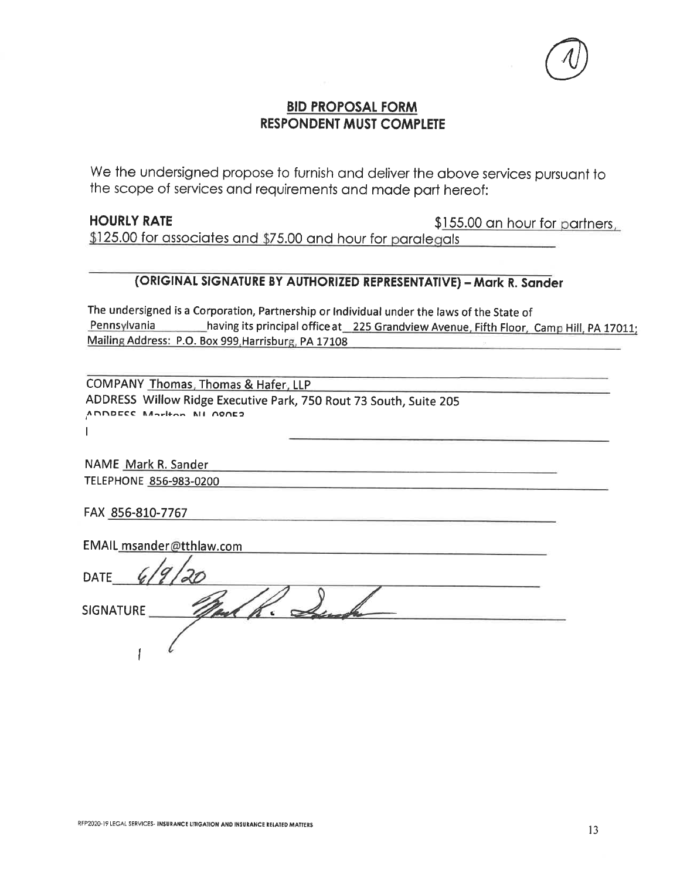## BID PROPOSAL FORM
## RESPONDENT MUST COMPLETE

We the undersigned propose to furnish and deliver the above services pursuant to the scope of services and requirements and made part hereof:

**HOURLY RATE** $155.00 an hour for partners, $125.00 for associates and $75.00 and hour for paralegals

**(ORIGINAL SIGNATURE BY AUTHORIZED REPRESENTATIVE) – Mark R. Sander**

The undersigned is a Corporation, Partnership or Individual under the laws of the State of Pennsylvania having its principal office at 225 Grandview Avenue, Fifth Floor, Camp Hill, PA 17011; Mailing Address: P.O. Box 999, Harrisburg, PA 17108

COMPANY Thomas, Thomas & Hafer, LLP

ADDRESS Willow Ridge Executive Park, 750 Rout 73 South, Suite 205

ADDRESS Marlton, NJ 08053

NAME Mark R. Sander

TELEPHONE 856-983-0200

FAX 856-810-7767

EMAIL msander@tthlaw.com

DATE 6/9/20

SIGNATURE [signature]

RFP2020-19 LEGAL SERVICES- INSURANCE LITIGATION AND INSURANCE RELATED MATTERS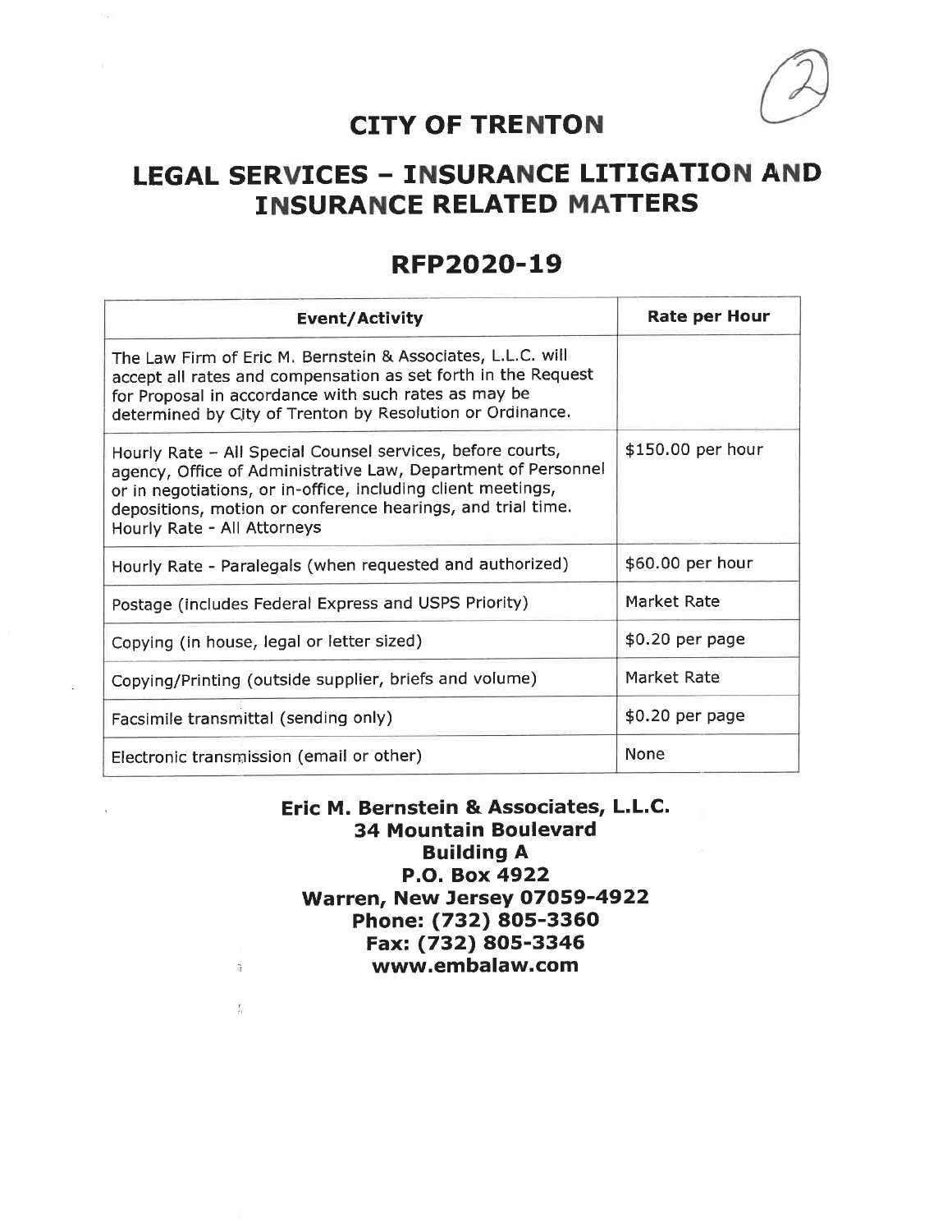# CITY OF TRENTON

# LEGAL SERVICES – INSURANCE LITIGATION AND INSURANCE RELATED MATTERS

## RFP2020-19

| Event/Activity | Rate per Hour |
| --- | --- |
| The Law Firm of Eric M. Bernstein & Associates, L.L.C. will accept all rates and compensation as set forth in the Request for Proposal in accordance with such rates as may be determined by City of Trenton by Resolution or Ordinance. | |
| Hourly Rate – All Special Counsel services, before courts, agency, Office of Administrative Law, Department of Personnel or in negotiations, or in-office, including client meetings, depositions, motion or conference hearings, and trial time. Hourly Rate - All Attorneys | $150.00 per hour |
| Hourly Rate - Paralegals (when requested and authorized) | $60.00 per hour |
| Postage (includes Federal Express and USPS Priority) | Market Rate |
| Copying (in house, legal or letter sized) | $0.20 per page |
| Copying/Printing (outside supplier, briefs and volume) | Market Rate |
| Facsimile transmittal (sending only) | $0.20 per page |
| Electronic transmission (email or other) | None |

**Eric M. Bernstein & Associates, L.L.C.**
**34 Mountain Boulevard**
**Building A**
**P.O. Box 4922**
**Warren, New Jersey 07059-4922**
**Phone: (732) 805-3360**
**Fax: (732) 805-3346**
**www.embalaw.com**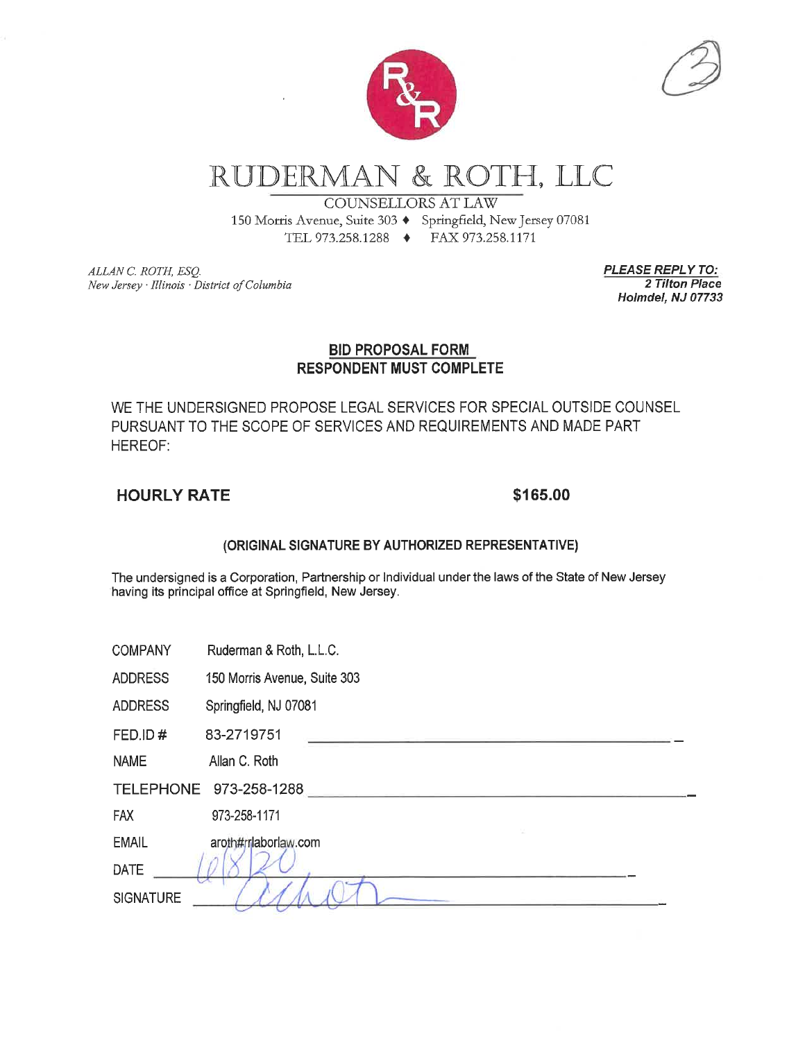# RUDERMAN & ROTH, LLC

COUNSELLORS AT LAW

150 Morris Avenue, Suite 303 ♦ Springfield, New Jersey 07081

TEL 973.258.1288 ♦ FAX 973.258.1171

*ALLAN C. ROTH, ESQ.*
*New Jersey · Illinois · District of Columbia*

***PLEASE REPLY TO:***
***2 Tilton Place***
***Holmdel, NJ 07733***

## BID PROPOSAL FORM
## RESPONDENT MUST COMPLETE

WE THE UNDERSIGNED PROPOSE LEGAL SERVICES FOR SPECIAL OUTSIDE COUNSEL PURSUANT TO THE SCOPE OF SERVICES AND REQUIREMENTS AND MADE PART HEREOF:

**HOURLY RATE** **$165.00**

**(ORIGINAL SIGNATURE BY AUTHORIZED REPRESENTATIVE)**

The undersigned is a Corporation, Partnership or Individual under the laws of the State of New Jersey having its principal office at Springfield, New Jersey.

COMPANY Ruderman & Roth, L.L.C.

ADDRESS 150 Morris Avenue, Suite 303

ADDRESS Springfield, NJ 07081

FED.ID # 83-2719751

NAME Allan C. Roth

TELEPHONE 973-258-1288

FAX 973-258-1171

EMAIL aroth#rrlaborlaw.com

DATE 10/8/20

SIGNATURE [signature]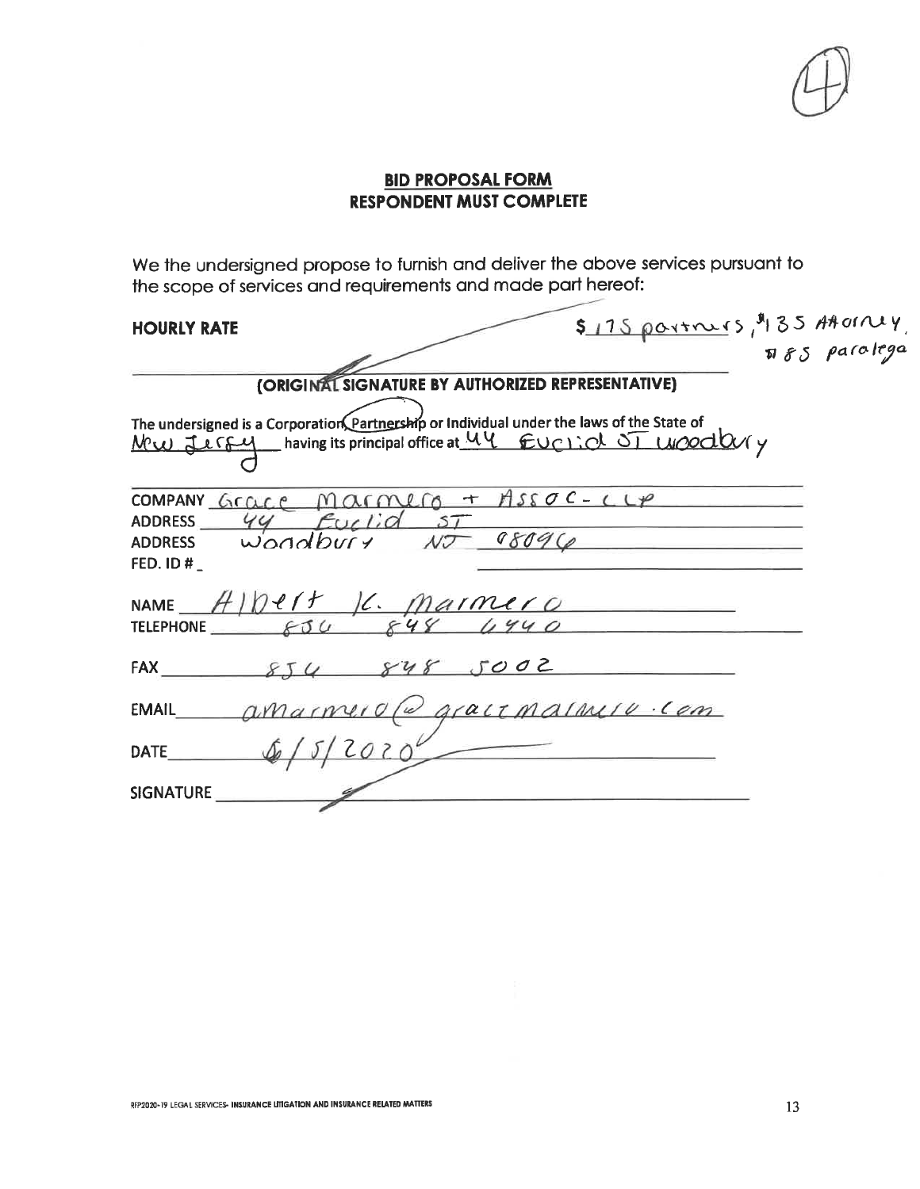(4)

**BID PROPOSAL FORM**
**RESPONDENT MUST COMPLETE**

We the undersigned propose to furnish and deliver the above services pursuant to the scope of services and requirements and made part hereof:

**HOURLY RATE** $175 partners, $135 Attorney, $85 paralega

**(ORIGINAL SIGNATURE BY AUTHORIZED REPRESENTATIVE)**

The undersigned is a Corporation, Partnership or Individual under the laws of the State of New Jersey having its principal office at 44 Euclid ST Woodbury

COMPANY Grace Marmero + Assoc-LLP
ADDRESS 44 Euclid ST
ADDRESS Woodbury NJ 08096
FED. ID #

NAME Albert K. Marmero
TELEPHONE 856 848 4440

FAX 856 848 5002

EMAIL amarmero@gracemarmero.com

DATE 6/5/2020

SIGNATURE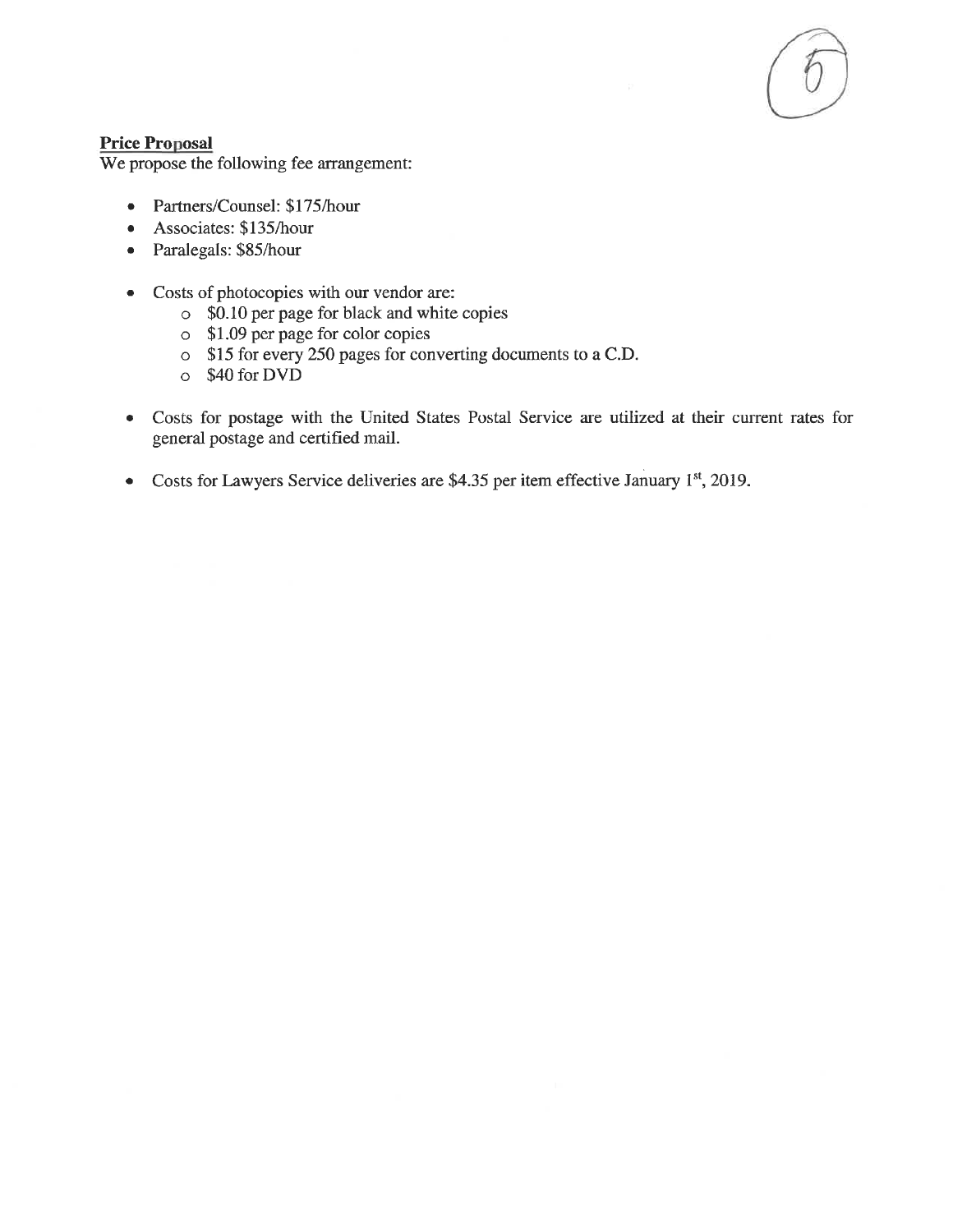**Price Proposal**

We propose the following fee arrangement:

- Partners/Counsel: $175/hour
- Associates: $135/hour
- Paralegals: $85/hour

- Costs of photocopies with our vendor are:
  - $0.10 per page for black and white copies
  - $1.09 per page for color copies
  - $15 for every 250 pages for converting documents to a C.D.
  - $40 for DVD

- Costs for postage with the United States Postal Service are utilized at their current rates for general postage and certified mail.

- Costs for Lawyers Service deliveries are $4.35 per item effective January 1st, 2019.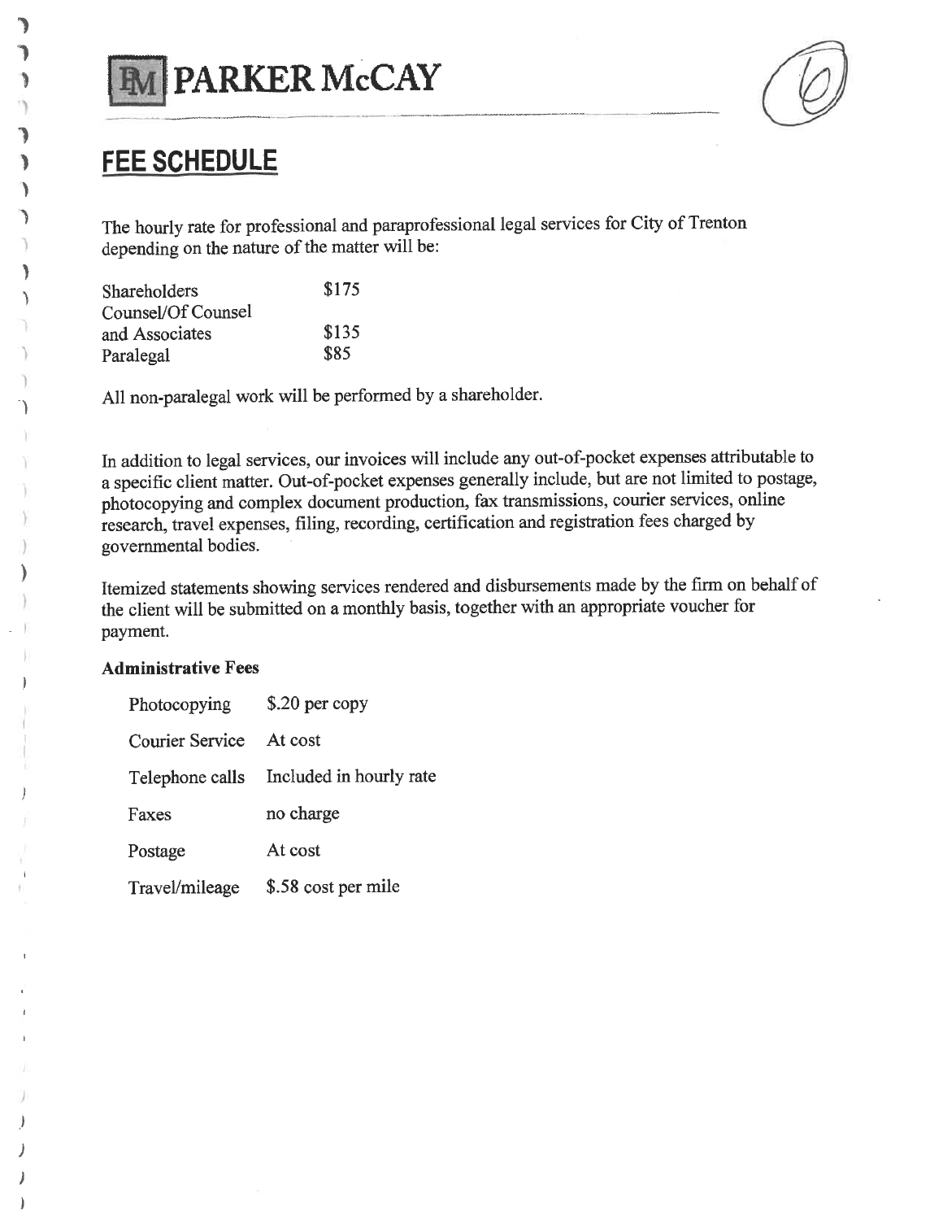# PARKER McCAY

## FEE SCHEDULE

The hourly rate for professional and paraprofessional legal services for City of Trenton depending on the nature of the matter will be:

| | |
|---|---|
| Shareholders | $175 |
| Counsel/Of Counsel and Associates | $135 |
| Paralegal | $85 |

All non-paralegal work will be performed by a shareholder.

In addition to legal services, our invoices will include any out-of-pocket expenses attributable to a specific client matter. Out-of-pocket expenses generally include, but are not limited to postage, photocopying and complex document production, fax transmissions, courier services, online research, travel expenses, filing, recording, certification and registration fees charged by governmental bodies.

Itemized statements showing services rendered and disbursements made by the firm on behalf of the client will be submitted on a monthly basis, together with an appropriate voucher for payment.

**Administrative Fees**

| | |
|---|---|
| Photocopying | $.20 per copy |
| Courier Service | At cost |
| Telephone calls | Included in hourly rate |
| Faxes | no charge |
| Postage | At cost |
| Travel/mileage | $.58 cost per mile |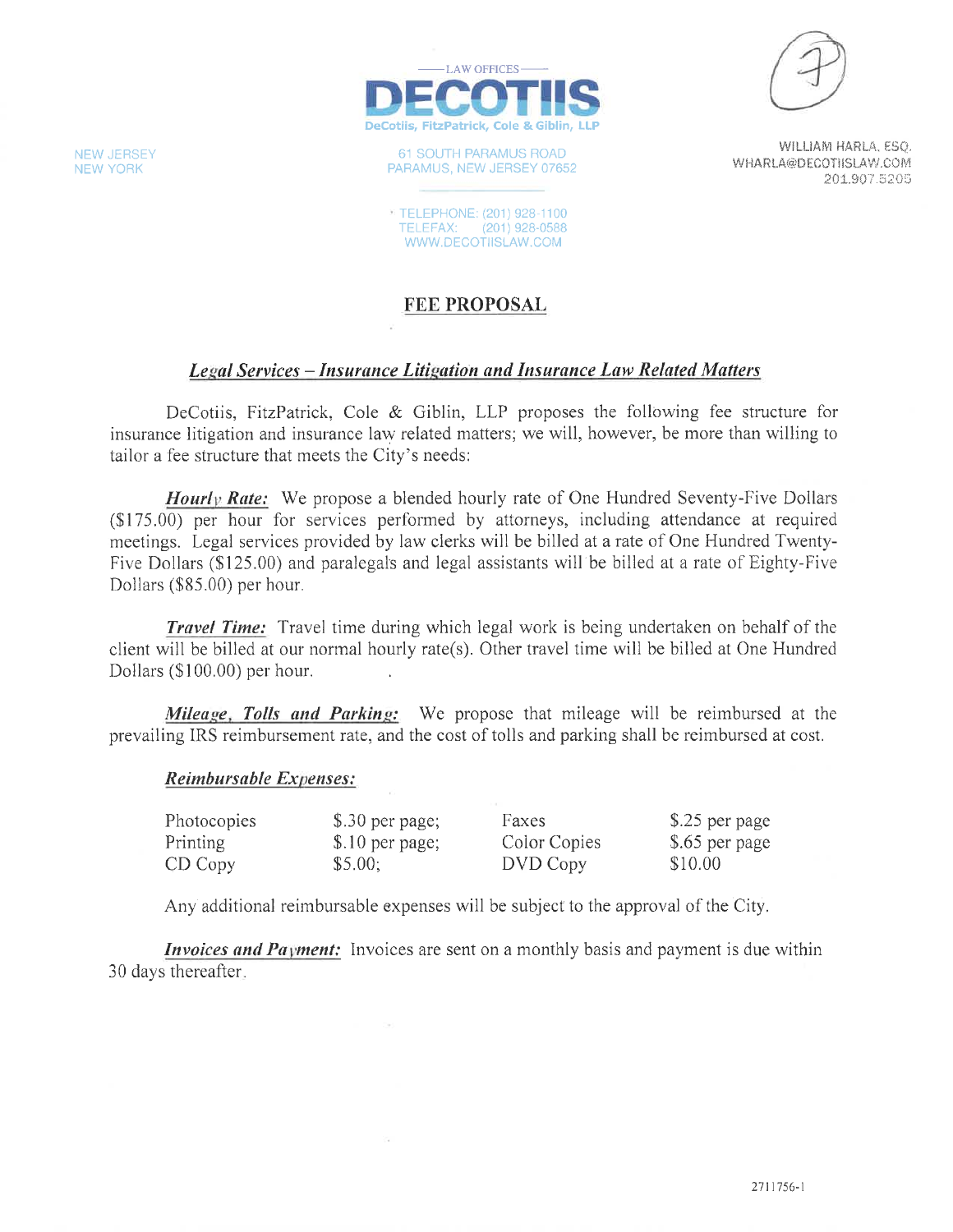—LAW OFFICES—

**DECOTIIS**

DeCotiis, FitzPatrick, Cole & Giblin, LLP

NEW JERSEY
NEW YORK

61 SOUTH PARAMUS ROAD
PARAMUS, NEW JERSEY 07652

TELEPHONE: (201) 928-1100
TELEFAX: (201) 928-0588
WWW.DECOTIISLAW.COM

WILLIAM HARLA, ESQ.
WHARLA@DECOTIISLAW.COM
201.907.5205

## FEE PROPOSAL

### *Legal Services – Insurance Litigation and Insurance Law Related Matters*

DeCotiis, FitzPatrick, Cole & Giblin, LLP proposes the following fee structure for insurance litigation and insurance law related matters; we will, however, be more than willing to tailor a fee structure that meets the City's needs:

***Hourly Rate:*** We propose a blended hourly rate of One Hundred Seventy-Five Dollars ($175.00) per hour for services performed by attorneys, including attendance at required meetings. Legal services provided by law clerks will be billed at a rate of One Hundred Twenty-Five Dollars ($125.00) and paralegals and legal assistants will be billed at a rate of Eighty-Five Dollars ($85.00) per hour.

***Travel Time:*** Travel time during which legal work is being undertaken on behalf of the client will be billed at our normal hourly rate(s). Other travel time will be billed at One Hundred Dollars ($100.00) per hour.

***Mileage, Tolls and Parking:*** We propose that mileage will be reimbursed at the prevailing IRS reimbursement rate, and the cost of tolls and parking shall be reimbursed at cost.

***Reimbursable Expenses:***

| | | | |
|---|---|---|---|
| Photocopies | $.30 per page; | Faxes | $.25 per page |
| Printing | $.10 per page; | Color Copies | $.65 per page |
| CD Copy | $5.00; | DVD Copy | $10.00 |

Any additional reimbursable expenses will be subject to the approval of the City.

***Invoices and Payment:*** Invoices are sent on a monthly basis and payment is due within 30 days thereafter.

2711756-1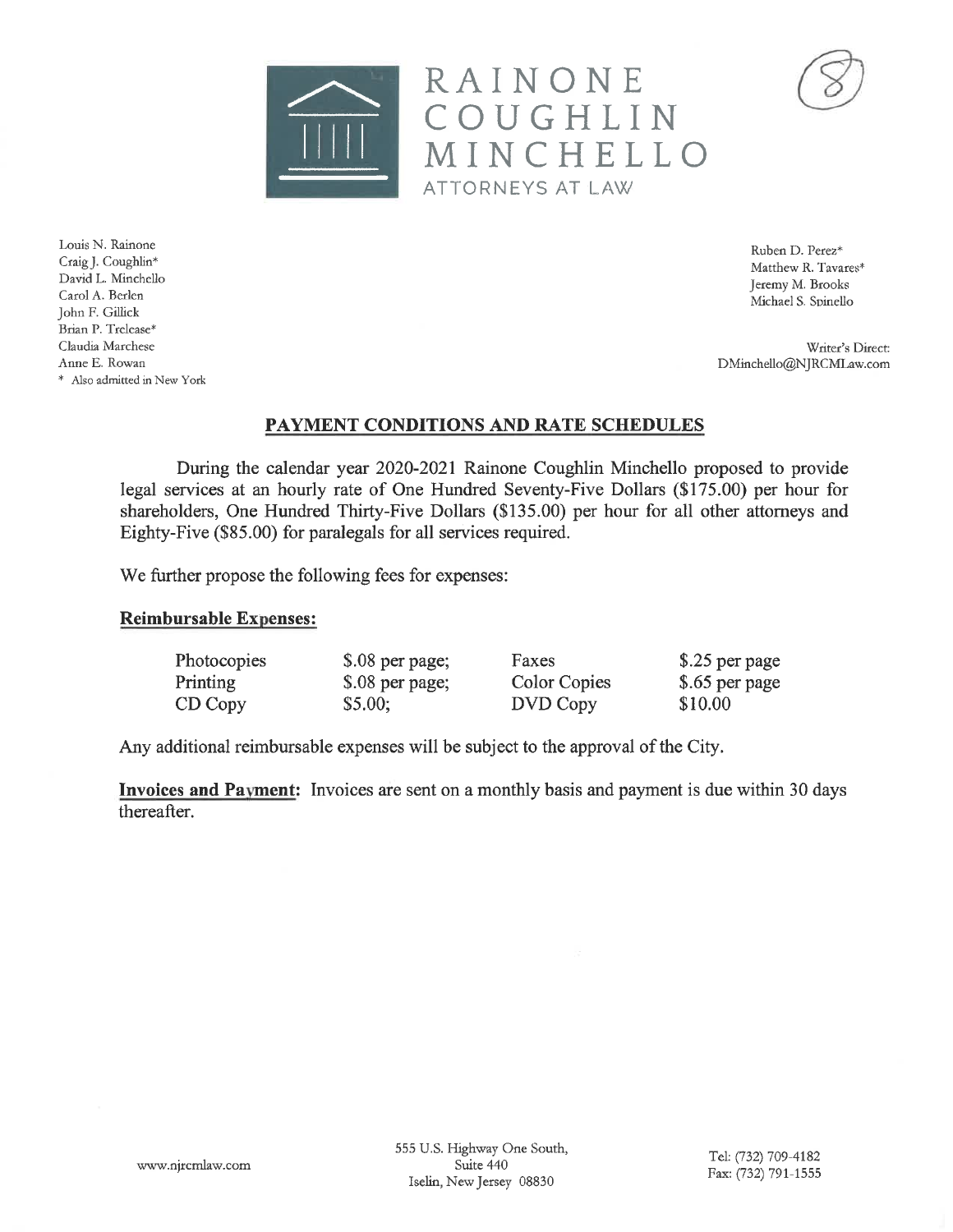# RAINONE COUGHLIN MINCHELLO

ATTORNEYS AT LAW

(8)

Louis N. Rainone
Craig J. Coughlin*
David L. Minchello
Carol A. Berlen
John F. Gillick
Brian P. Trelease*
Claudia Marchese
Anne E. Rowan
* Also admitted in New York

Ruben D. Perez*
Matthew R. Tavares*
Jeremy M. Brooks
Michael S. Spinello

Writer's Direct:
DMinchello@NJRCMLaw.com

## PAYMENT CONDITIONS AND RATE SCHEDULES

During the calendar year 2020-2021 Rainone Coughlin Minchello proposed to provide legal services at an hourly rate of One Hundred Seventy-Five Dollars ($175.00) per hour for shareholders, One Hundred Thirty-Five Dollars ($135.00) per hour for all other attorneys and Eighty-Five ($85.00) for paralegals for all services required.

We further propose the following fees for expenses:

**Reimbursable Expenses:**

| | | | |
|---|---|---|---|
| Photocopies | $.08 per page; | Faxes | $.25 per page |
| Printing | $.08 per page; | Color Copies | $.65 per page |
| CD Copy | $5.00; | DVD Copy | $10.00 |

Any additional reimbursable expenses will be subject to the approval of the City.

**Invoices and Payment:** Invoices are sent on a monthly basis and payment is due within 30 days thereafter.

www.njrcmlaw.com

555 U.S. Highway One South,
Suite 440
Iselin, New Jersey 08830

Tel: (732) 709-4182
Fax: (732) 791-1555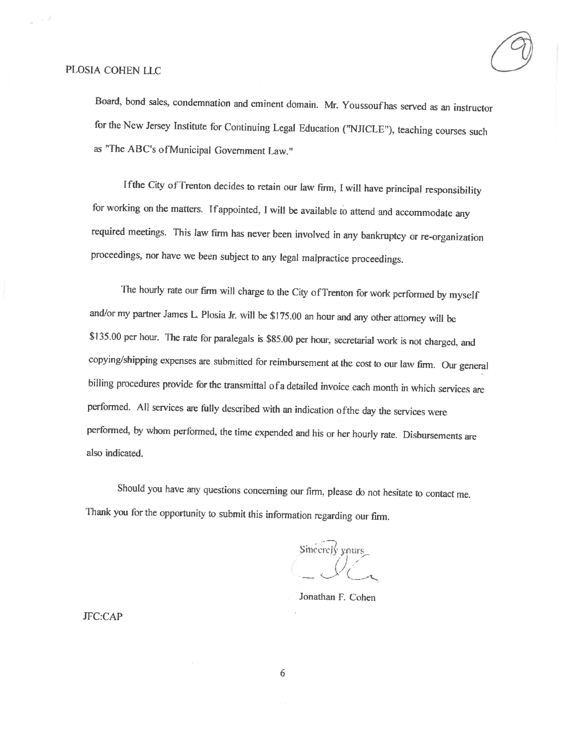Board, bond sales, condemnation and eminent domain. Mr. Youssouf has served as an instructor for the New Jersey Institute for Continuing Legal Education ("NJICLE"), teaching courses such as "The ABC's of Municipal Government Law."

If the City of Trenton decides to retain our law firm, I will have principal responsibility for working on the matters. If appointed, I will be available to attend and accommodate any required meetings. This law firm has never been involved in any bankruptcy or re-organization proceedings, nor have we been subject to any legal malpractice proceedings.

The hourly rate our firm will charge to the City of Trenton for work performed by myself and/or my partner James L. Plosia Jr. will be $175.00 an hour and any other attorney will be $135.00 per hour. The rate for paralegals is $85.00 per hour, secretarial work is not charged, and copying/shipping expenses are submitted for reimbursement at the cost to our law firm. Our general billing procedures provide for the transmittal of a detailed invoice each month in which services are performed. All services are fully described with an indication of the day the services were performed, by whom performed, the time expended and his or her hourly rate. Disbursements are also indicated.

Should you have any questions concerning our firm, please do not hesitate to contact me. Thank you for the opportunity to submit this information regarding our firm.

Sincerely yours

Jonathan F. Cohen

JFC:CAP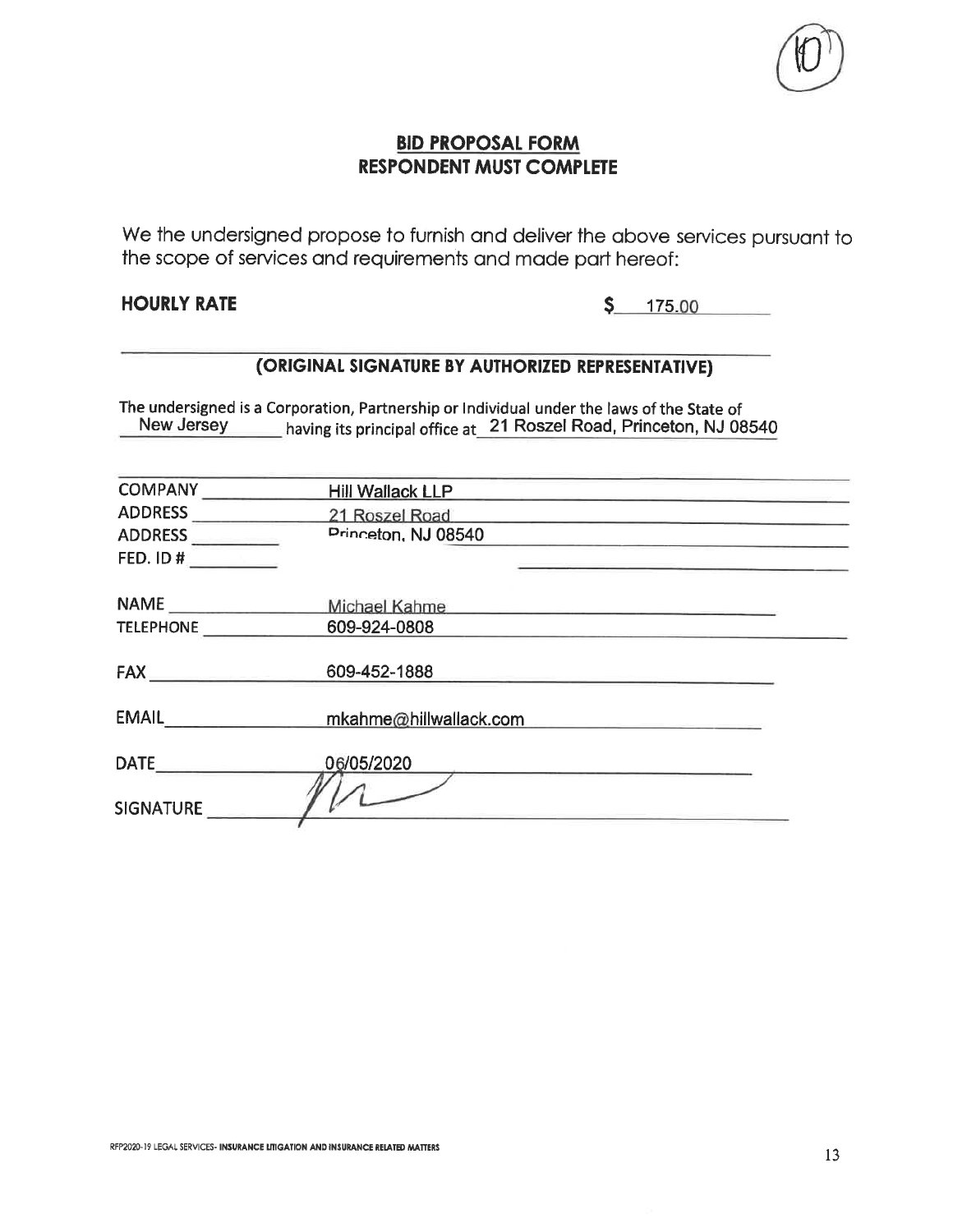(10)

## BID PROPOSAL FORM
## RESPONDENT MUST COMPLETE

We the undersigned propose to furnish and deliver the above services pursuant to the scope of services and requirements and made part hereof:

**HOURLY RATE** $ 175.00

**(ORIGINAL SIGNATURE BY AUTHORIZED REPRESENTATIVE)**

The undersigned is a Corporation, Partnership or Individual under the laws of the State of New Jersey having its principal office at 21 Roszel Road, Princeton, NJ 08540

COMPANY: Hill Wallack LLP
ADDRESS: 21 Roszel Road
ADDRESS: Princeton, NJ 08540
FED. ID #:

NAME: Michael Kahme
TELEPHONE: 609-924-0808

FAX: 609-452-1888

EMAIL: mkahme@hillwallack.com

DATE: 06/05/2020

SIGNATURE: [signature]

RFP2020-19 LEGAL SERVICES- **INSURANCE LITIGATION AND INSURANCE RELATED MATTERS**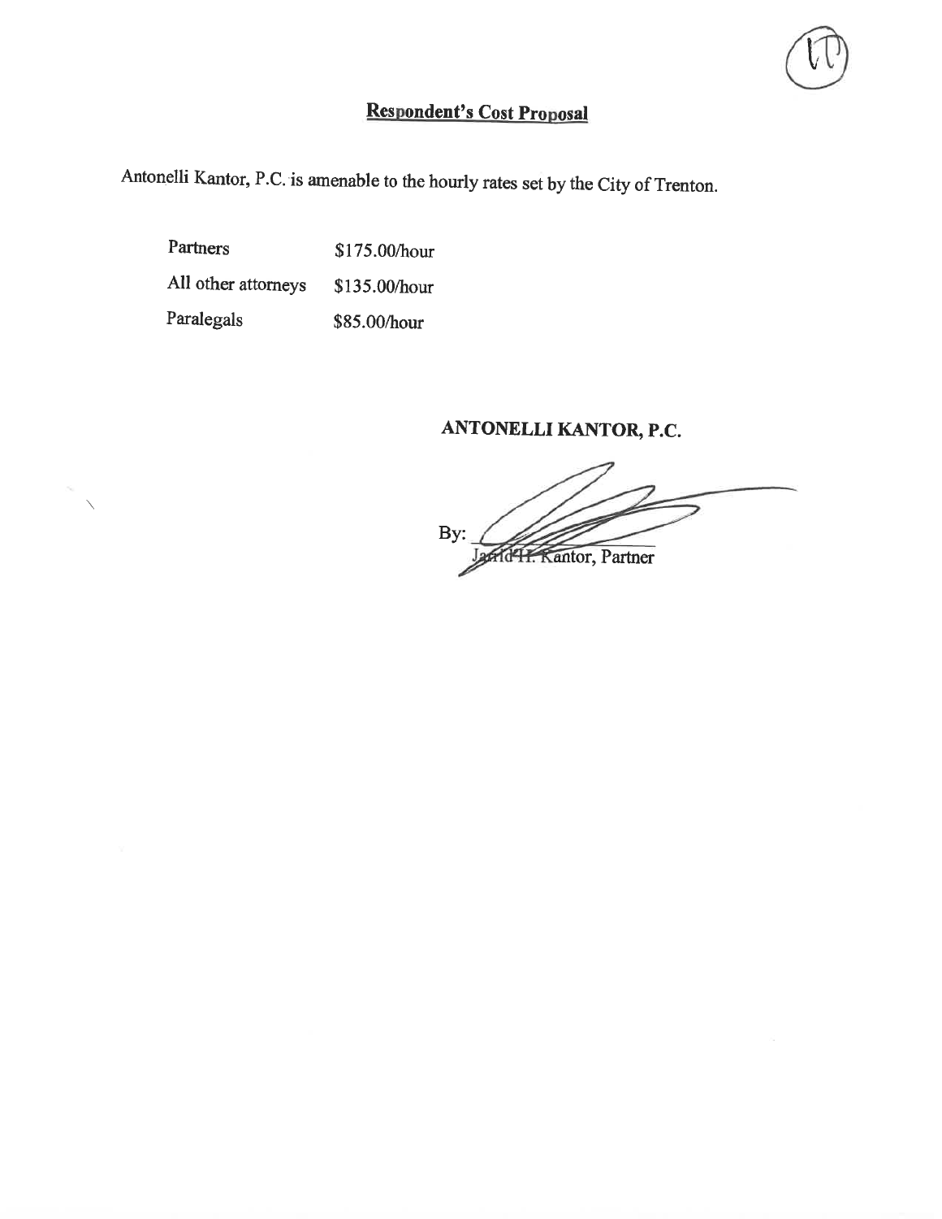## Respondent's Cost Proposal

Antonelli Kantor, P.C. is amenable to the hourly rates set by the City of Trenton.

| | |
|---|---|
| Partners | $175.00/hour |
| All other attorneys | $135.00/hour |
| Paralegals | $85.00/hour |

**ANTONELLI KANTOR, P.C.**

By: ______________________
Jarrid H. Kantor, Partner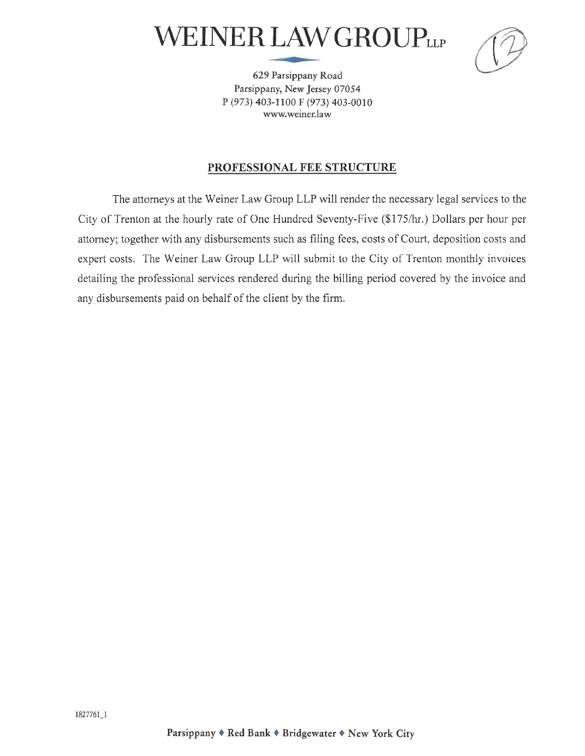# WEINER LAW GROUP LLP

629 Parsippany Road
Parsippany, New Jersey 07054
P (973) 403-1100 F (973) 403-0010
www.weiner.law

## PROFESSIONAL FEE STRUCTURE

The attorneys at the Weiner Law Group LLP will render the necessary legal services to the City of Trenton at the hourly rate of One Hundred Seventy-Five ($175/hr.) Dollars per hour per attorney; together with any disbursements such as filing fees, costs of Court, deposition costs and expert costs. The Weiner Law Group LLP will submit to the City of Trenton monthly invoices detailing the professional services rendered during the billing period covered by the invoice and any disbursements paid on behalf of the client by the firm.

1827761_1

Parsippany ♦ Red Bank ♦ Bridgewater ♦ New York City